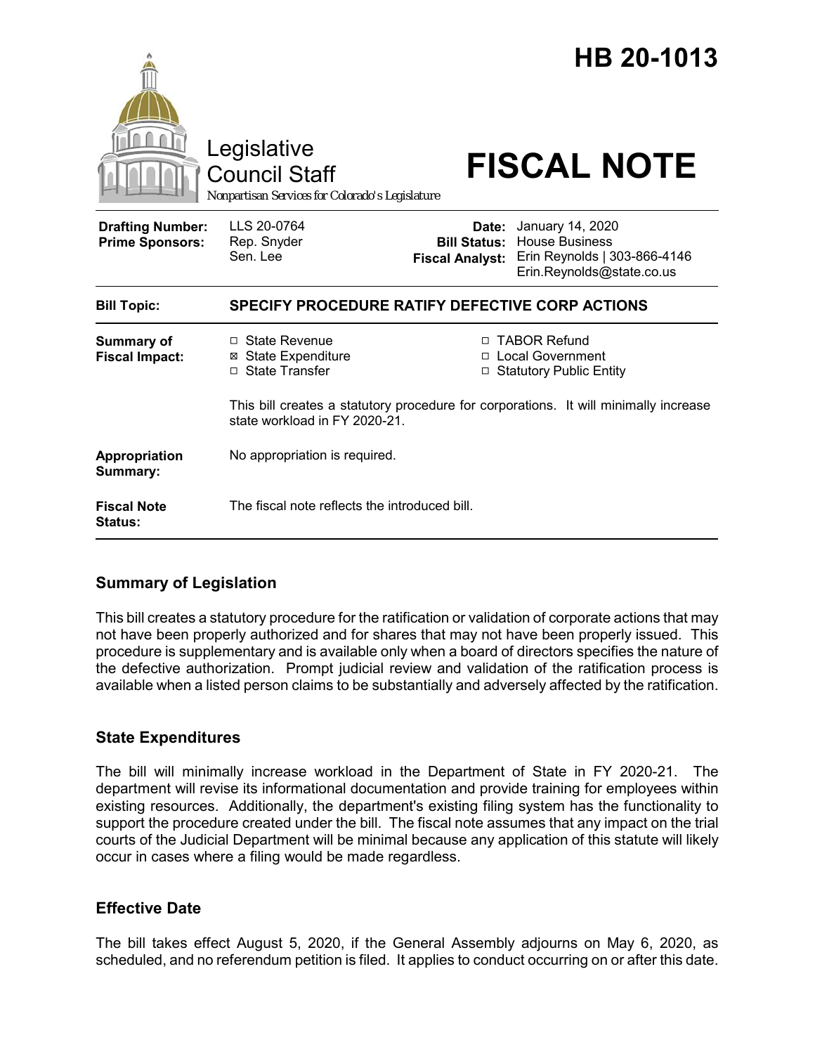# HB 20-1013

Legislative Council Staff

*Nonpartisan Services for Colorado's Legislature*

# FISCAL NOTE

| | | | |
|---|---|---|---|
| **Drafting Number:** | LLS 20-0764 | **Date:** | January 14, 2020 |
| **Prime Sponsors:** | Rep. Snyder<br>Sen. Lee | **Bill Status:** | House Business |
| | | **Fiscal Analyst:** | Erin Reynolds \| 303-866-4146<br>Erin.Reynolds@state.co.us |

| | |
|---|---|
| **Bill Topic:** | **SPECIFY PROCEDURE RATIFY DEFECTIVE CORP ACTIONS** |
| **Summary of Fiscal Impact:** | ☐ State Revenue<br>☒ State Expenditure<br>☐ State Transfer<br>☐ TABOR Refund<br>☐ Local Government<br>☐ Statutory Public Entity<br><br>This bill creates a statutory procedure for corporations. It will minimally increase state workload in FY 2020-21. |
| **Appropriation Summary:** | No appropriation is required. |
| **Fiscal Note Status:** | The fiscal note reflects the introduced bill. |

## Summary of Legislation

This bill creates a statutory procedure for the ratification or validation of corporate actions that may not have been properly authorized and for shares that may not have been properly issued. This procedure is supplementary and is available only when a board of directors specifies the nature of the defective authorization. Prompt judicial review and validation of the ratification process is available when a listed person claims to be substantially and adversely affected by the ratification.

## State Expenditures

The bill will minimally increase workload in the Department of State in FY 2020-21. The department will revise its informational documentation and provide training for employees within existing resources. Additionally, the department's existing filing system has the functionality to support the procedure created under the bill. The fiscal note assumes that any impact on the trial courts of the Judicial Department will be minimal because any application of this statute will likely occur in cases where a filing would be made regardless.

## Effective Date

The bill takes effect August 5, 2020, if the General Assembly adjourns on May 6, 2020, as scheduled, and no referendum petition is filed. It applies to conduct occurring on or after this date.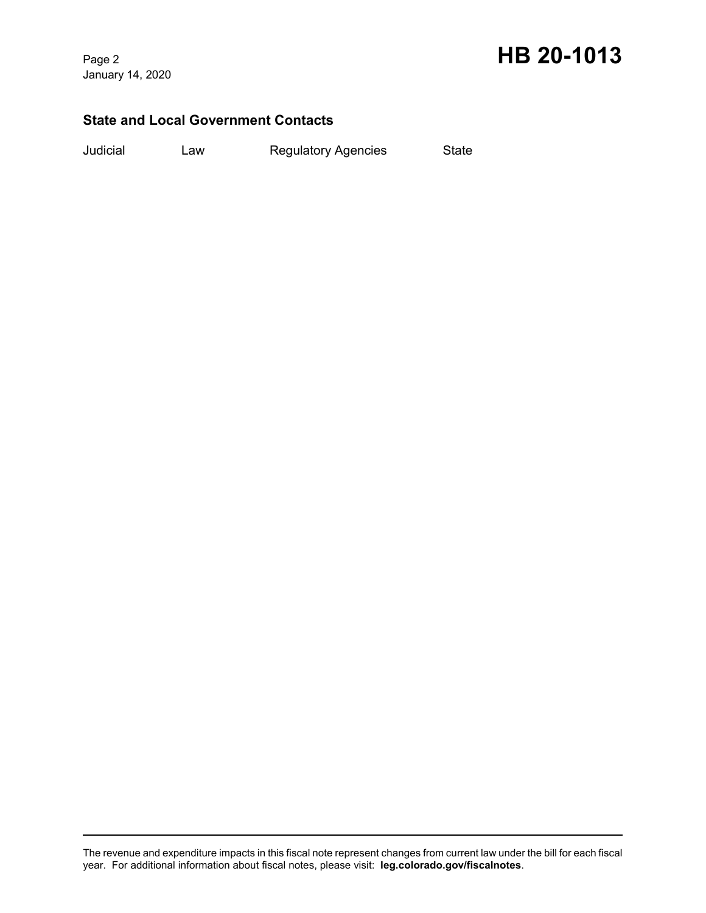## State and Local Government Contacts

| | | | |
|---|---|---|---|
| Judicial | Law | Regulatory Agencies | State |

The revenue and expenditure impacts in this fiscal note represent changes from current law under the bill for each fiscal year. For additional information about fiscal notes, please visit: **leg.colorado.gov/fiscalnotes**.